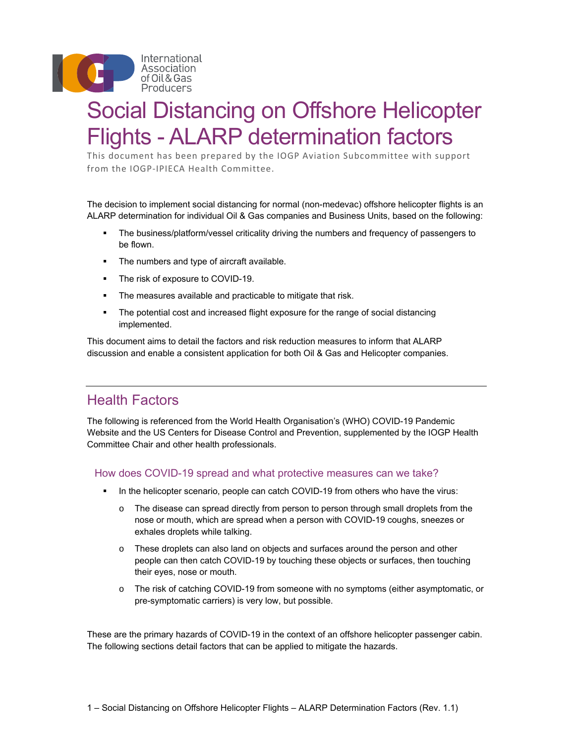International Association of Oil & Gas Producers

# Social Distancing on Offshore Helicopter Flights - ALARP determination factors

This document has been prepared by the IOGP Aviation Subcommittee with support from the IOGP-IPIECA Health Committee.

The decision to implement social distancing for normal (non-medevac) offshore helicopter flights is an ALARP determination for individual Oil & Gas companies and Business Units, based on the following:

- The business/platform/vessel criticality driving the numbers and frequency of passengers to be flown.
- The numbers and type of aircraft available.
- The risk of exposure to COVID-19.
- The measures available and practicable to mitigate that risk.
- The potential cost and increased flight exposure for the range of social distancing implemented.

This document aims to detail the factors and risk reduction measures to inform that ALARP discussion and enable a consistent application for both Oil & Gas and Helicopter companies.

---

## Health Factors

The following is referenced from the World Health Organisation's (WHO) COVID-19 Pandemic Website and the US Centers for Disease Control and Prevention, supplemented by the IOGP Health Committee Chair and other health professionals.

### How does COVID-19 spread and what protective measures can we take?

- In the helicopter scenario, people can catch COVID-19 from others who have the virus:
  - The disease can spread directly from person to person through small droplets from the nose or mouth, which are spread when a person with COVID-19 coughs, sneezes or exhales droplets while talking.
  - These droplets can also land on objects and surfaces around the person and other people can then catch COVID-19 by touching these objects or surfaces, then touching their eyes, nose or mouth.
  - The risk of catching COVID-19 from someone with no symptoms (either asymptomatic, or pre-symptomatic carriers) is very low, but possible.

These are the primary hazards of COVID-19 in the context of an offshore helicopter passenger cabin. The following sections detail factors that can be applied to mitigate the hazards.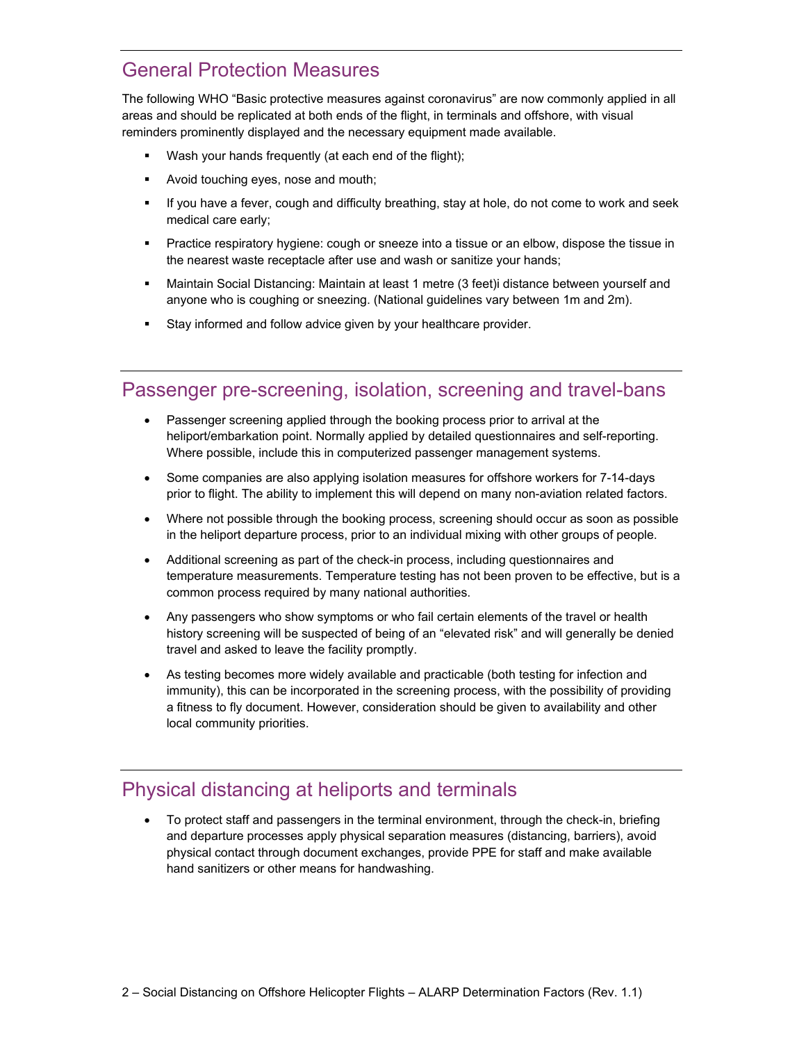## General Protection Measures

The following WHO "Basic protective measures against coronavirus" are now commonly applied in all areas and should be replicated at both ends of the flight, in terminals and offshore, with visual reminders prominently displayed and the necessary equipment made available.

- Wash your hands frequently (at each end of the flight);
- Avoid touching eyes, nose and mouth;
- If you have a fever, cough and difficulty breathing, stay at hole, do not come to work and seek medical care early;
- Practice respiratory hygiene: cough or sneeze into a tissue or an elbow, dispose the tissue in the nearest waste receptacle after use and wash or sanitize your hands;
- Maintain Social Distancing: Maintain at least 1 metre (3 feet)[i] distance between yourself and anyone who is coughing or sneezing. (National guidelines vary between 1m and 2m).
- Stay informed and follow advice given by your healthcare provider.

## Passenger pre-screening, isolation, screening and travel-bans

- Passenger screening applied through the booking process prior to arrival at the heliport/embarkation point. Normally applied by detailed questionnaires and self-reporting. Where possible, include this in computerized passenger management systems.
- Some companies are also applying isolation measures for offshore workers for 7-14-days prior to flight. The ability to implement this will depend on many non-aviation related factors.
- Where not possible through the booking process, screening should occur as soon as possible in the heliport departure process, prior to an individual mixing with other groups of people.
- Additional screening as part of the check-in process, including questionnaires and temperature measurements. Temperature testing has not been proven to be effective, but is a common process required by many national authorities.
- Any passengers who show symptoms or who fail certain elements of the travel or health history screening will be suspected of being of an "elevated risk" and will generally be denied travel and asked to leave the facility promptly.
- As testing becomes more widely available and practicable (both testing for infection and immunity), this can be incorporated in the screening process, with the possibility of providing a fitness to fly document. However, consideration should be given to availability and other local community priorities.

## Physical distancing at heliports and terminals

- To protect staff and passengers in the terminal environment, through the check-in, briefing and departure processes apply physical separation measures (distancing, barriers), avoid physical contact through document exchanges, provide PPE for staff and make available hand sanitizers or other means for handwashing.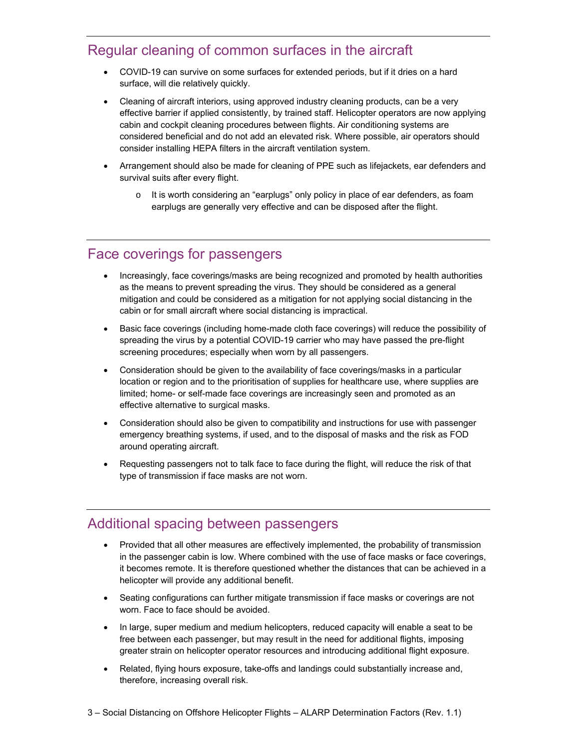## Regular cleaning of common surfaces in the aircraft

- COVID-19 can survive on some surfaces for extended periods, but if it dries on a hard surface, will die relatively quickly.
- Cleaning of aircraft interiors, using approved industry cleaning products, can be a very effective barrier if applied consistently, by trained staff. Helicopter operators are now applying cabin and cockpit cleaning procedures between flights. Air conditioning systems are considered beneficial and do not add an elevated risk. Where possible, air operators should consider installing HEPA filters in the aircraft ventilation system.
- Arrangement should also be made for cleaning of PPE such as lifejackets, ear defenders and survival suits after every flight.
  - It is worth considering an "earplugs" only policy in place of ear defenders, as foam earplugs are generally very effective and can be disposed after the flight.

## Face coverings for passengers

- Increasingly, face coverings/masks are being recognized and promoted by health authorities as the means to prevent spreading the virus. They should be considered as a general mitigation and could be considered as a mitigation for not applying social distancing in the cabin or for small aircraft where social distancing is impractical.
- Basic face coverings (including home-made cloth face coverings) will reduce the possibility of spreading the virus by a potential COVID-19 carrier who may have passed the pre-flight screening procedures; especially when worn by all passengers.
- Consideration should be given to the availability of face coverings/masks in a particular location or region and to the prioritisation of supplies for healthcare use, where supplies are limited; home- or self-made face coverings are increasingly seen and promoted as an effective alternative to surgical masks.
- Consideration should also be given to compatibility and instructions for use with passenger emergency breathing systems, if used, and to the disposal of masks and the risk as FOD around operating aircraft.
- Requesting passengers not to talk face to face during the flight, will reduce the risk of that type of transmission if face masks are not worn.

## Additional spacing between passengers

- Provided that all other measures are effectively implemented, the probability of transmission in the passenger cabin is low. Where combined with the use of face masks or face coverings, it becomes remote. It is therefore questioned whether the distances that can be achieved in a helicopter will provide any additional benefit.
- Seating configurations can further mitigate transmission if face masks or coverings are not worn. Face to face should be avoided.
- In large, super medium and medium helicopters, reduced capacity will enable a seat to be free between each passenger, but may result in the need for additional flights, imposing greater strain on helicopter operator resources and introducing additional flight exposure.
- Related, flying hours exposure, take-offs and landings could substantially increase and, therefore, increasing overall risk.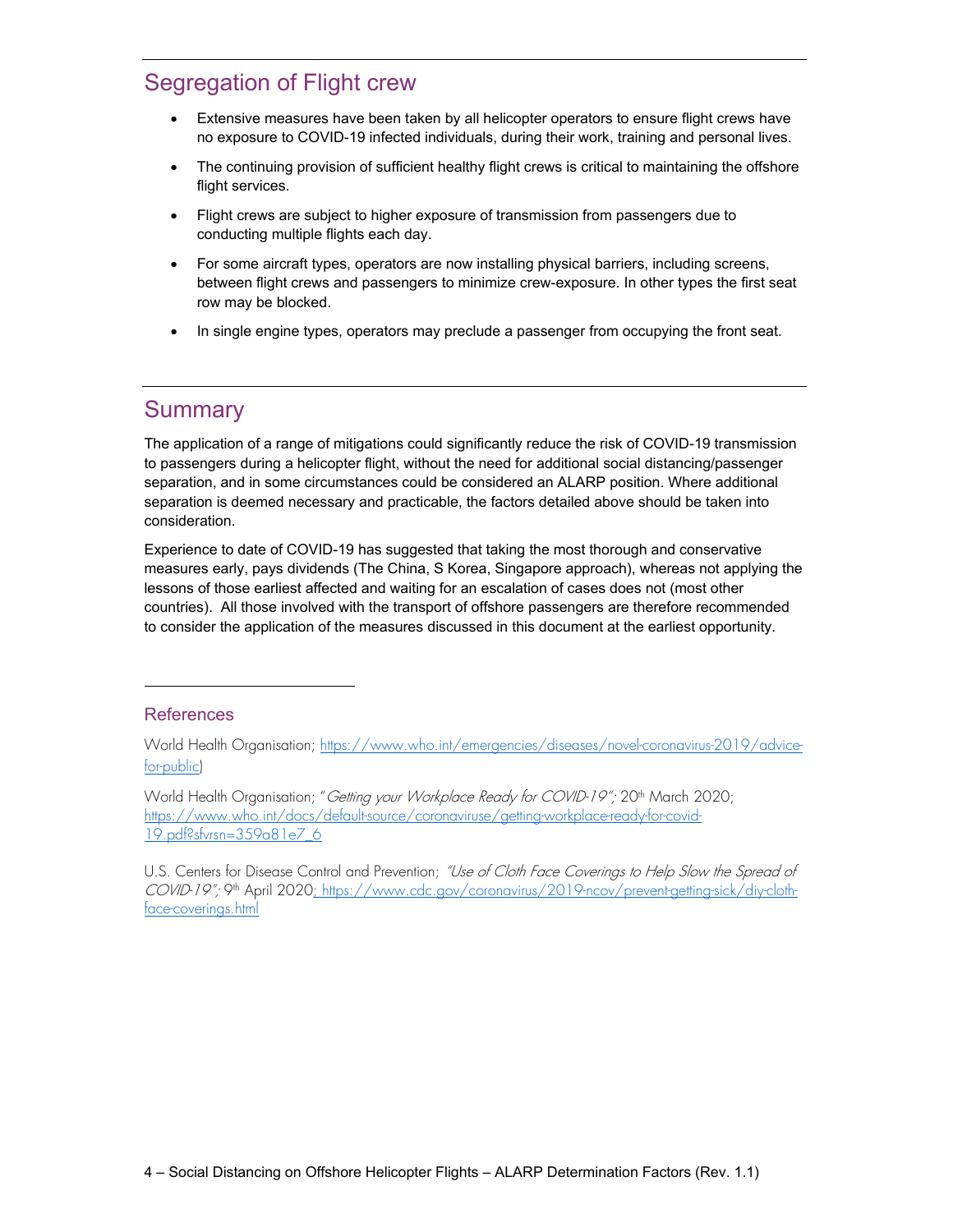## Segregation of Flight crew

- Extensive measures have been taken by all helicopter operators to ensure flight crews have no exposure to COVID-19 infected individuals, during their work, training and personal lives.
- The continuing provision of sufficient healthy flight crews is critical to maintaining the offshore flight services.
- Flight crews are subject to higher exposure of transmission from passengers due to conducting multiple flights each day.
- For some aircraft types, operators are now installing physical barriers, including screens, between flight crews and passengers to minimize crew-exposure. In other types the first seat row may be blocked.
- In single engine types, operators may preclude a passenger from occupying the front seat.

## Summary

The application of a range of mitigations could significantly reduce the risk of COVID-19 transmission to passengers during a helicopter flight, without the need for additional social distancing/passenger separation, and in some circumstances could be considered an ALARP position. Where additional separation is deemed necessary and practicable, the factors detailed above should be taken into consideration.

Experience to date of COVID-19 has suggested that taking the most thorough and conservative measures early, pays dividends (The China, S Korea, Singapore approach), whereas not applying the lessons of those earliest affected and waiting for an escalation of cases does not (most other countries). All those involved with the transport of offshore passengers are therefore recommended to consider the application of the measures discussed in this document at the earliest opportunity.

### References

World Health Organisation; https://www.who.int/emergencies/diseases/novel-coronavirus-2019/advice-for-public)

World Health Organisation; "*Getting your Workplace Ready for COVID-19*"; 20th March 2020; https://www.who.int/docs/default-source/coronaviruse/getting-workplace-ready-for-covid-19.pdf?sfvrsn=359a81e7_6

U.S. Centers for Disease Control and Prevention; *"Use of Cloth Face Coverings to Help Slow the Spread of COVID-19"*; 9th April 2020; https://www.cdc.gov/coronavirus/2019-ncov/prevent-getting-sick/diy-cloth-face-coverings.html